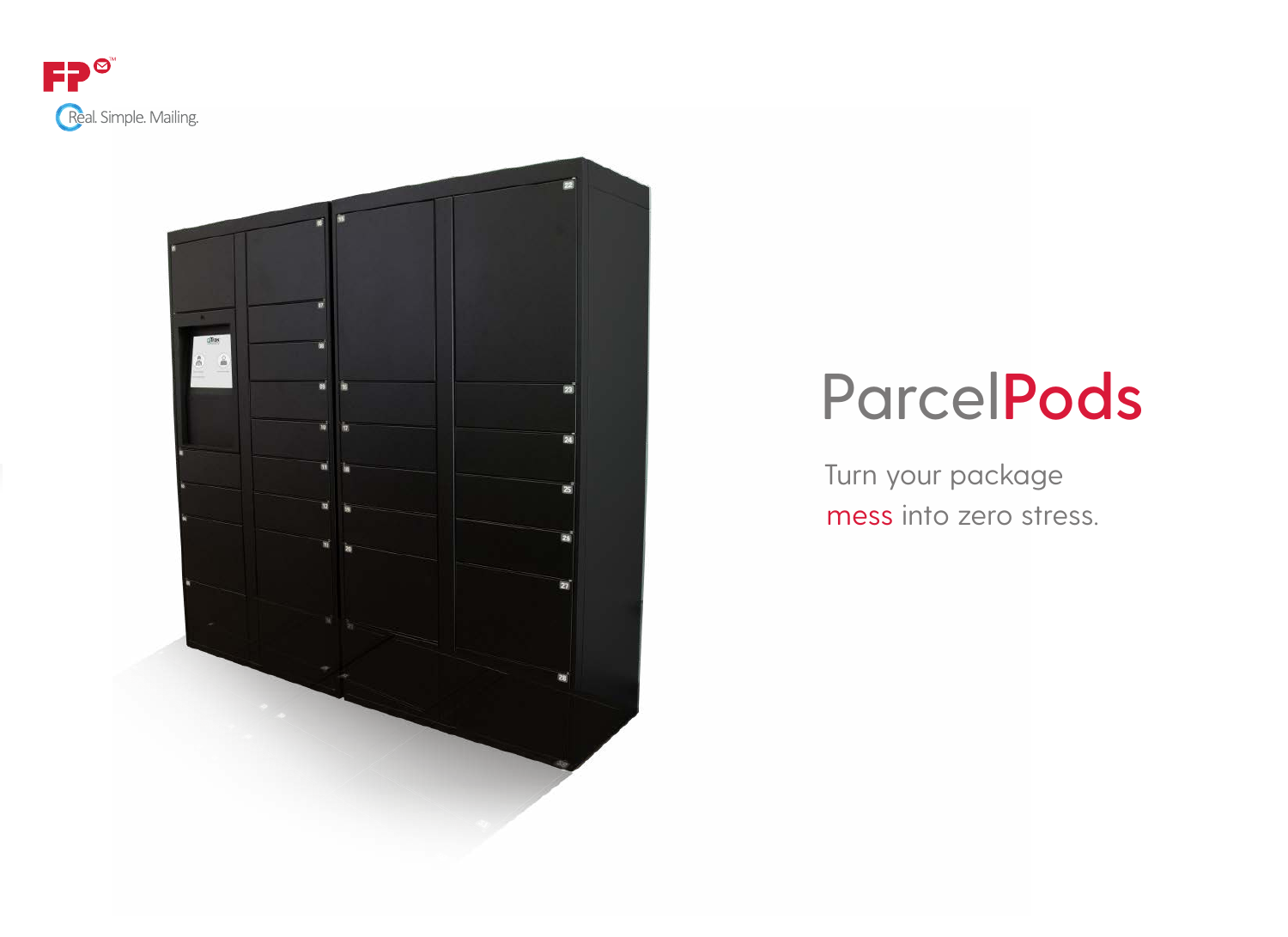FP

Real. Simple. Mailing.

# ParcelPods

Turn your package mess into zero stress.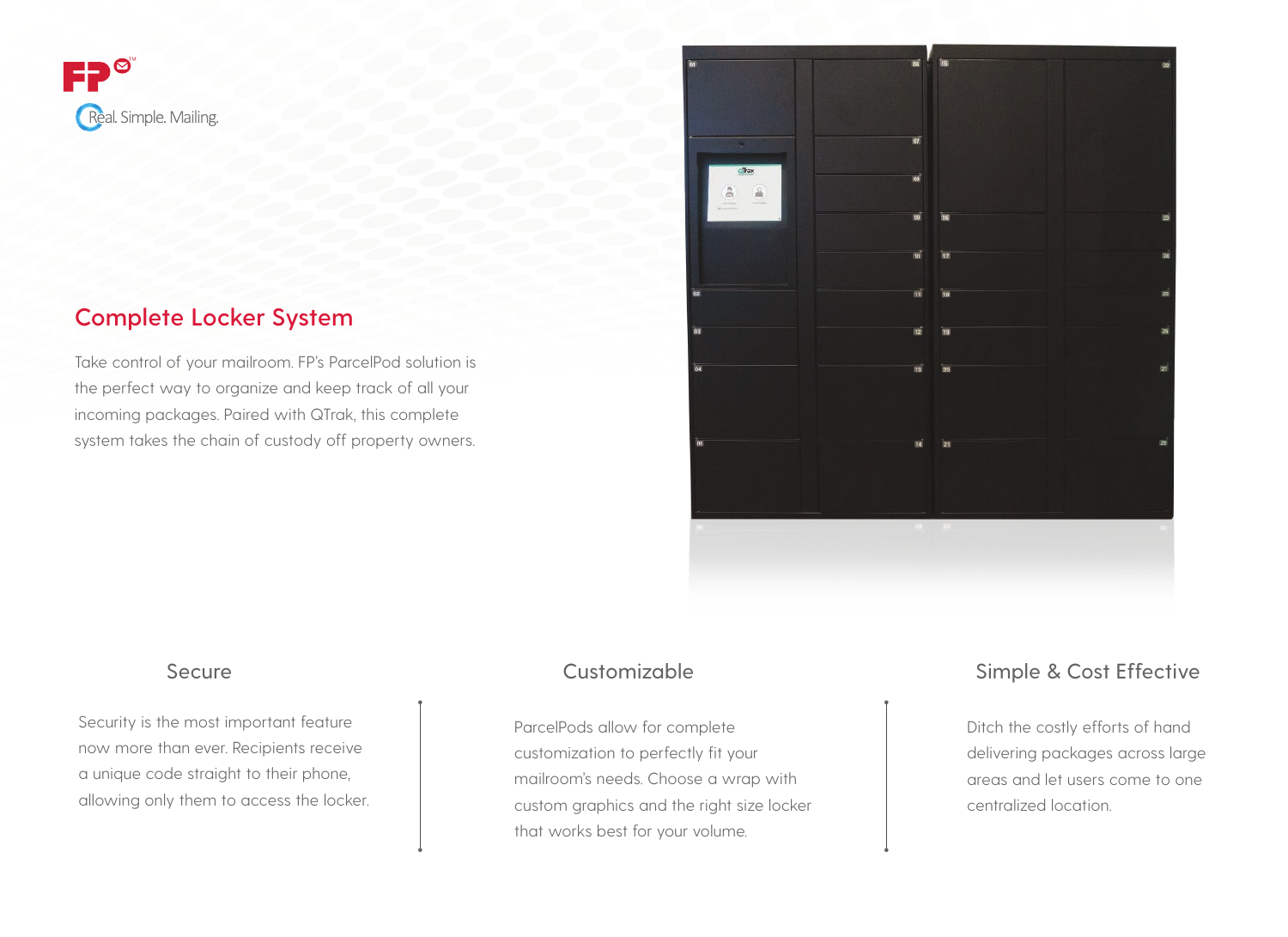FP™

Real. Simple. Mailing.

## Complete Locker System

Take control of your mailroom. FP's ParcelPod solution is the perfect way to organize and keep track of all your incoming packages. Paired with QTrak, this complete system takes the chain of custody off property owners.

### Secure

Security is the most important feature now more than ever. Recipients receive a unique code straight to their phone, allowing only them to access the locker.

### Customizable

ParcelPods allow for complete customization to perfectly fit your mailroom's needs. Choose a wrap with custom graphics and the right size locker that works best for your volume.

### Simple & Cost Effective

Ditch the costly efforts of hand delivering packages across large areas and let users come to one centralized location.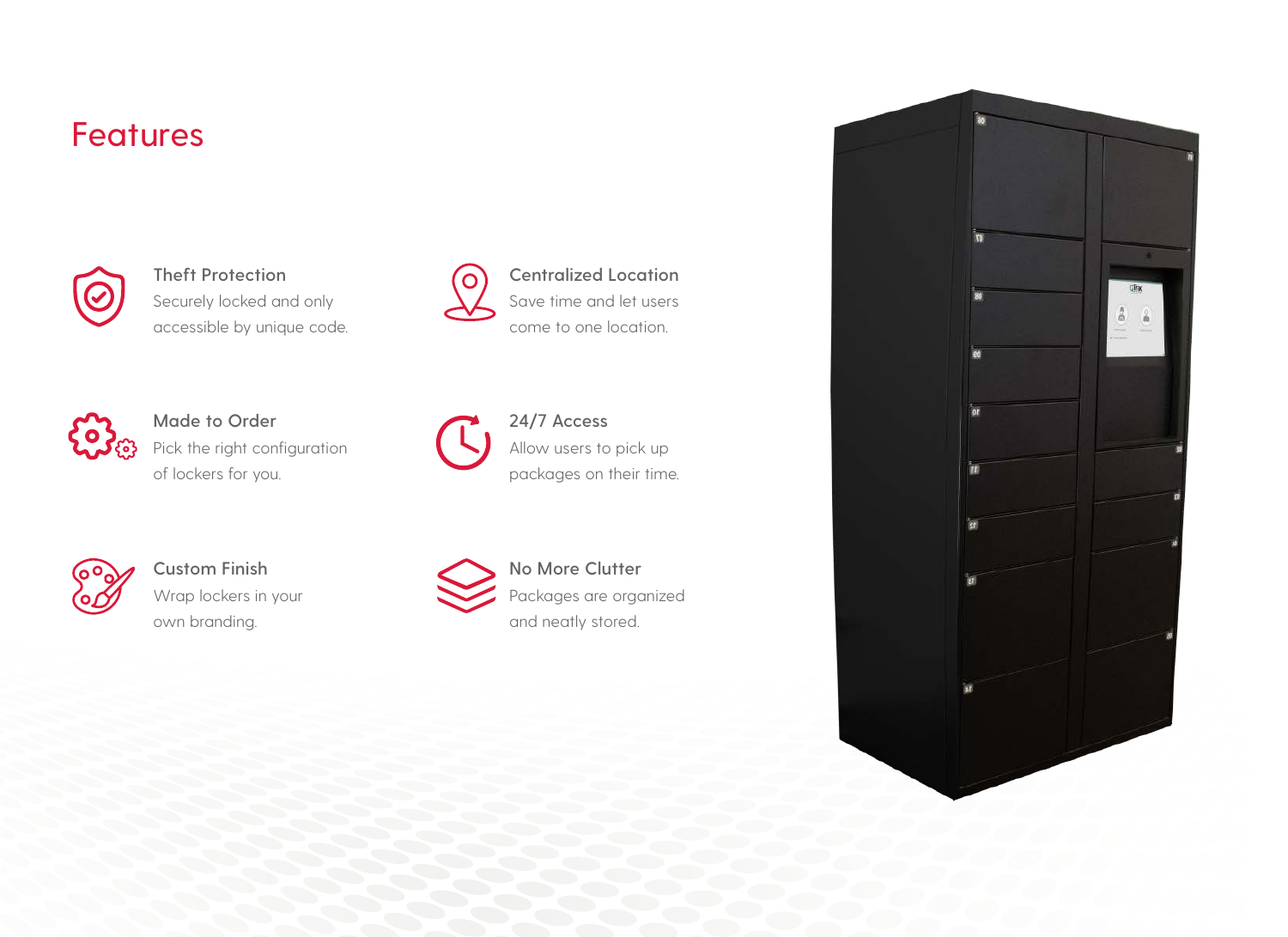# Features

### Theft Protection
Securely locked and only accessible by unique code.

### Centralized Location
Save time and let users come to one location.

### Made to Order
Pick the right configuration of lockers for you.

### 24/7 Access
Allow users to pick up packages on their time.

### Custom Finish
Wrap lockers in your own branding.

### No More Clutter
Packages are organized and neatly stored.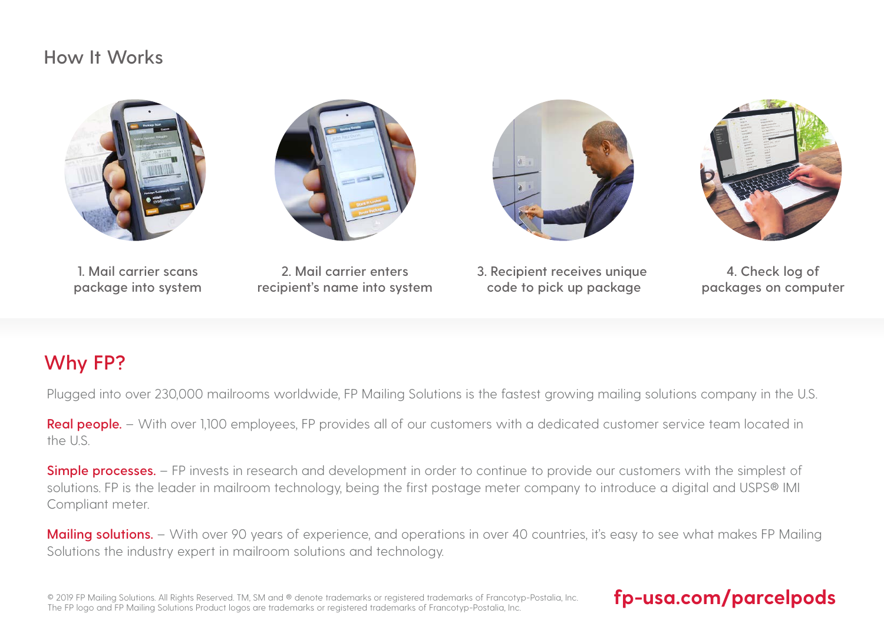## How It Works

1. Mail carrier scans package into system

2. Mail carrier enters recipient's name into system

3. Recipient receives unique code to pick up package

4. Check log of packages on computer

## Why FP?

Plugged into over 230,000 mailrooms worldwide, FP Mailing Solutions is the fastest growing mailing solutions company in the U.S.

**Real people.** – With over 1,100 employees, FP provides all of our customers with a dedicated customer service team located in the U.S.

**Simple processes.** – FP invests in research and development in order to continue to provide our customers with the simplest of solutions. FP is the leader in mailroom technology, being the first postage meter company to introduce a digital and USPS® IMI Compliant meter.

**Mailing solutions.** – With over 90 years of experience, and operations in over 40 countries, it's easy to see what makes FP Mailing Solutions the industry expert in mailroom solutions and technology.

© 2019 FP Mailing Solutions. All Rights Reserved. TM, SM and ® denote trademarks or registered trademarks of Francotyp-Postalia, Inc.
The FP logo and FP Mailing Solutions Product logos are trademarks or registered trademarks of Francotyp-Postalia, Inc.

**fp-usa.com/parcelpods**